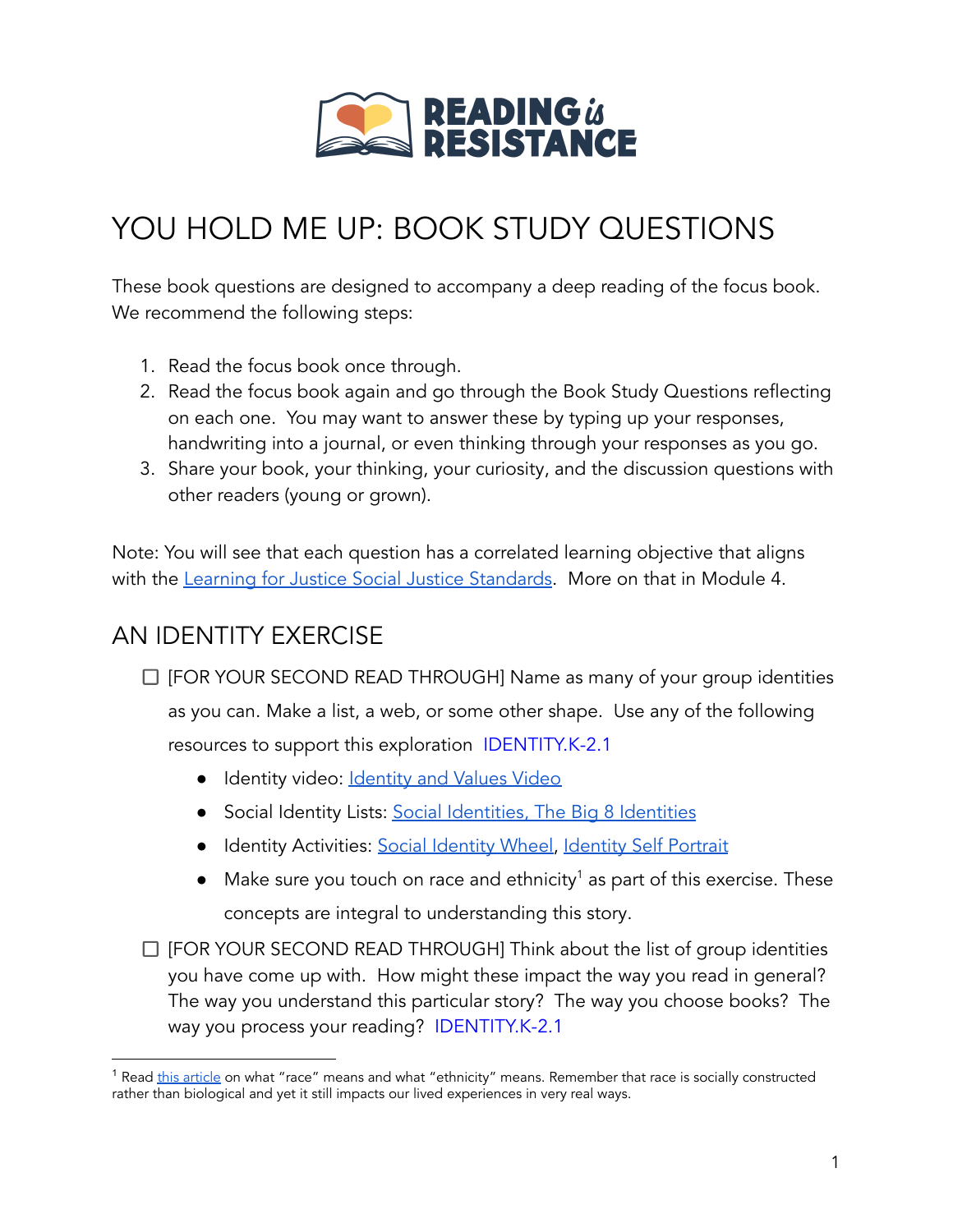# YOU HOLD ME UP: BOOK STUDY QUESTIONS

These book questions are designed to accompany a deep reading of the focus book. We recommend the following steps:

1. Read the focus book once through.
2. Read the focus book again and go through the Book Study Questions reflecting on each one. You may want to answer these by typing up your responses, handwriting into a journal, or even thinking through your responses as you go.
3. Share your book, your thinking, your curiosity, and the discussion questions with other readers (young or grown).

Note: You will see that each question has a correlated learning objective that aligns with the Learning for Justice Social Justice Standards. More on that in Module 4.

## AN IDENTITY EXERCISE

- [ ] [FOR YOUR SECOND READ THROUGH] Name as many of your group identities as you can. Make a list, a web, or some other shape. Use any of the following resources to support this exploration IDENTITY.K-2.1
  - Identity video: Identity and Values Video
  - Social Identity Lists: Social Identities, The Big 8 Identities
  - Identity Activities: Social Identity Wheel, Identity Self Portrait
  - Make sure you touch on race and ethnicity[1] as part of this exercise. These concepts are integral to understanding this story.
- [ ] [FOR YOUR SECOND READ THROUGH] Think about the list of group identities you have come up with. How might these impact the way you read in general? The way you understand this particular story? The way you choose books? The way you process your reading? IDENTITY.K-2.1

[1] Read this article on what "race" means and what "ethnicity" means. Remember that race is socially constructed rather than biological and yet it still impacts our lived experiences in very real ways.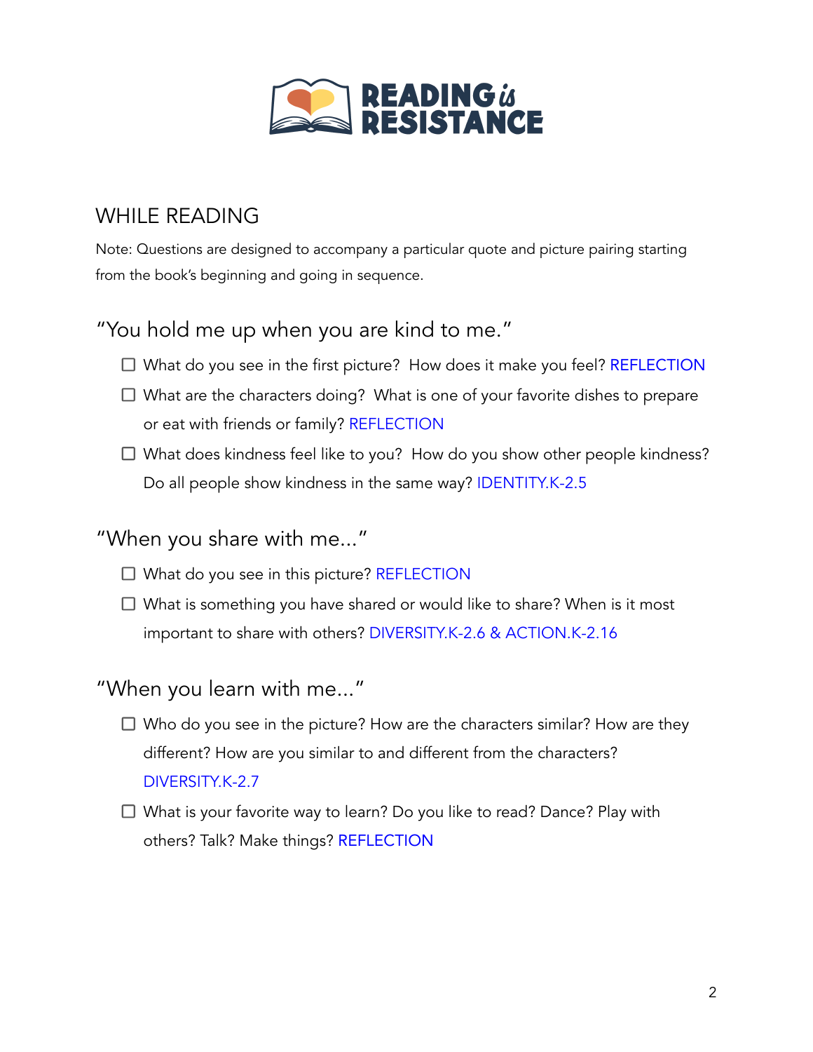# READING is RESISTANCE

## WHILE READING

Note: Questions are designed to accompany a particular quote and picture pairing starting from the book's beginning and going in sequence.

### "You hold me up when you are kind to me."

- ☐ What do you see in the first picture? How does it make you feel? REFLECTION
- ☐ What are the characters doing? What is one of your favorite dishes to prepare or eat with friends or family? REFLECTION
- ☐ What does kindness feel like to you? How do you show other people kindness? Do all people show kindness in the same way? IDENTITY.K-2.5

### "When you share with me..."

- ☐ What do you see in this picture? REFLECTION
- ☐ What is something you have shared or would like to share? When is it most important to share with others? DIVERSITY.K-2.6 & ACTION.K-2.16

### "When you learn with me..."

- ☐ Who do you see in the picture? How are the characters similar? How are they different? How are you similar to and different from the characters? DIVERSITY.K-2.7
- ☐ What is your favorite way to learn? Do you like to read? Dance? Play with others? Talk? Make things? REFLECTION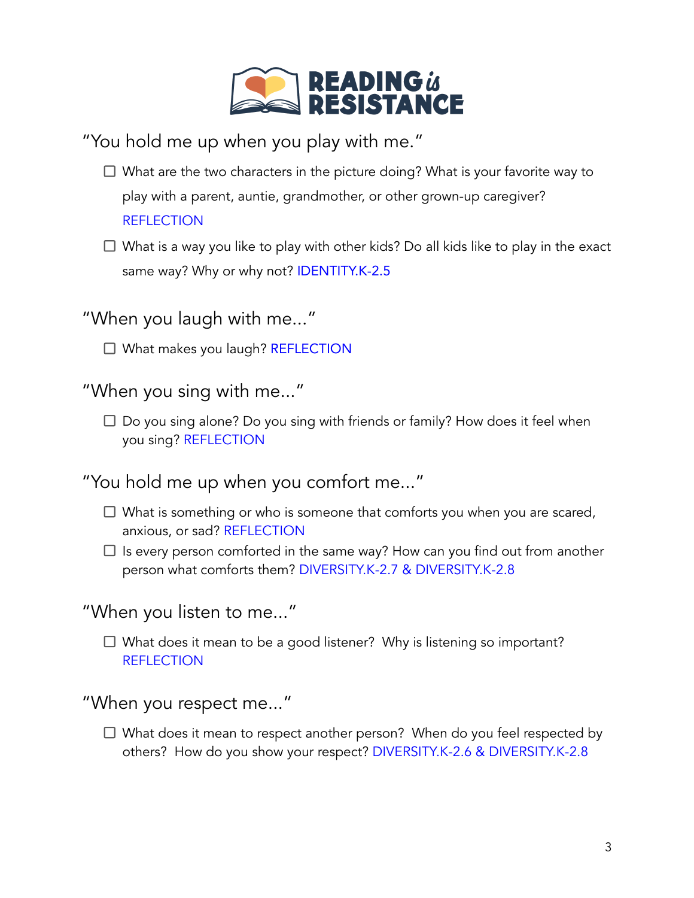READING is RESISTANCE

## "You hold me up when you play with me."

- [ ] What are the two characters in the picture doing? What is your favorite way to play with a parent, auntie, grandmother, or other grown-up caregiver? REFLECTION
- [ ] What is a way you like to play with other kids? Do all kids like to play in the exact same way? Why or why not? IDENTITY.K-2.5

## "When you laugh with me..."

- [ ] What makes you laugh? REFLECTION

## "When you sing with me..."

- [ ] Do you sing alone? Do you sing with friends or family? How does it feel when you sing? REFLECTION

## "You hold me up when you comfort me..."

- [ ] What is something or who is someone that comforts you when you are scared, anxious, or sad? REFLECTION
- [ ] Is every person comforted in the same way? How can you find out from another person what comforts them? DIVERSITY.K-2.7 & DIVERSITY.K-2.8

## "When you listen to me..."

- [ ] What does it mean to be a good listener? Why is listening so important? REFLECTION

## "When you respect me..."

- [ ] What does it mean to respect another person? When do you feel respected by others? How do you show your respect? DIVERSITY.K-2.6 & DIVERSITY.K-2.8